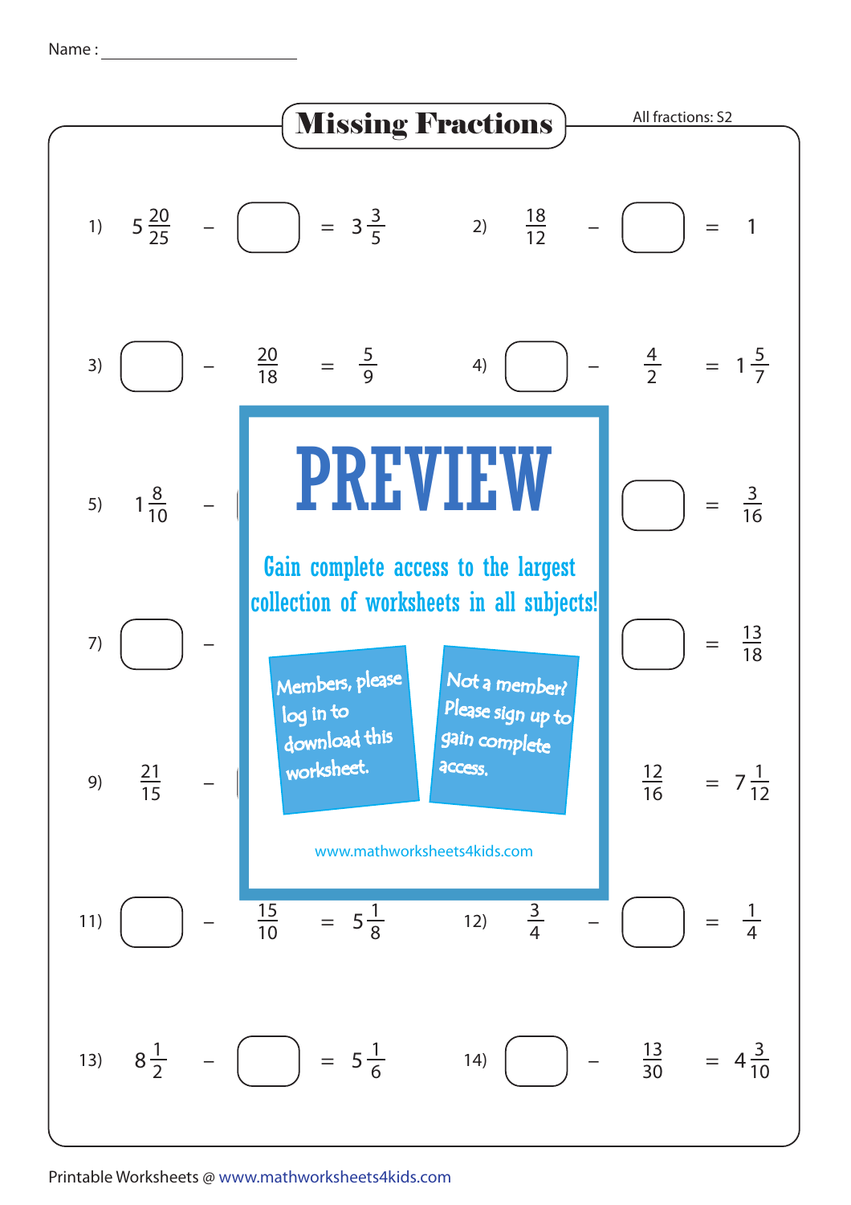Name : ____________________

# Missing Fractions

All fractions: S2

1) $5\frac{20}{25} - \square = 3\frac{3}{5}$

2) $\frac{18}{12} - \square = 1$

3) $\square - \frac{20}{18} = \frac{5}{9}$

4) $\square - \frac{4}{2} = 1\frac{5}{7}$

5) $1\frac{8}{10} - \square$

6) $\square = \frac{3}{16}$

7) $\square -$

8) $\square = \frac{13}{18}$

9) $\frac{21}{15} -$

10) $\frac{12}{16} = 7\frac{1}{12}$

11) $\square - \frac{15}{10} = 5\frac{1}{8}$

12) $\frac{3}{4} - \square = \frac{1}{4}$

13) $8\frac{1}{2} - \square = 5\frac{1}{6}$

14) $\square - \frac{13}{30} = 4\frac{3}{10}$

**PREVIEW**

Gain complete access to the largest collection of worksheets in all subjects!

Members, please log in to download this worksheet.

Not a member? Please sign up to gain complete access.

www.mathworksheets4kids.com

Printable Worksheets @ www.mathworksheets4kids.com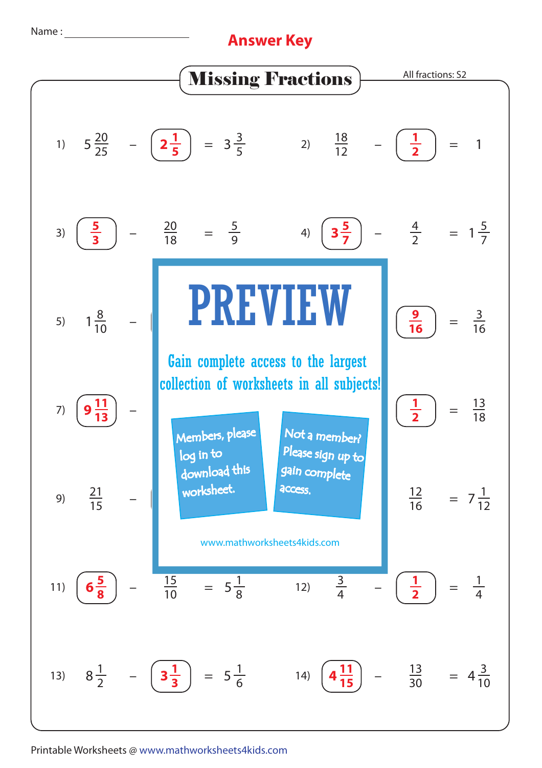Name :

**Answer Key**

# Missing Fractions

All fractions: S2

1) $5\frac{20}{25} - 2\frac{1}{5} = 3\frac{3}{5}$

2) $\frac{18}{12} - \frac{1}{2} = 1$

3) $\frac{5}{3} - \frac{20}{18} = \frac{5}{9}$

4) $3\frac{5}{7} - \frac{4}{2} = 1\frac{5}{7}$

5) $1\frac{8}{10} -$

6) $\frac{9}{16} = \frac{3}{16}$

7) $9\frac{11}{13} -$

8) $\frac{1}{2} = \frac{13}{18}$

9) $\frac{21}{15} -$

10) $\frac{12}{16} = 7\frac{1}{12}$

11) $6\frac{5}{8} - \frac{15}{10} = 5\frac{1}{8}$

12) $\frac{3}{4} - \frac{1}{2} = \frac{1}{4}$

13) $8\frac{1}{2} - 3\frac{1}{3} = 5\frac{1}{6}$

14) $4\frac{11}{15} - \frac{13}{30} = 4\frac{3}{10}$

PREVIEW

Gain complete access to the largest collection of worksheets in all subjects!

Members, please log in to download this worksheet.

Not a member? Please sign up to gain complete access.

www.mathworksheets4kids.com

Printable Worksheets @ www.mathworksheets4kids.com